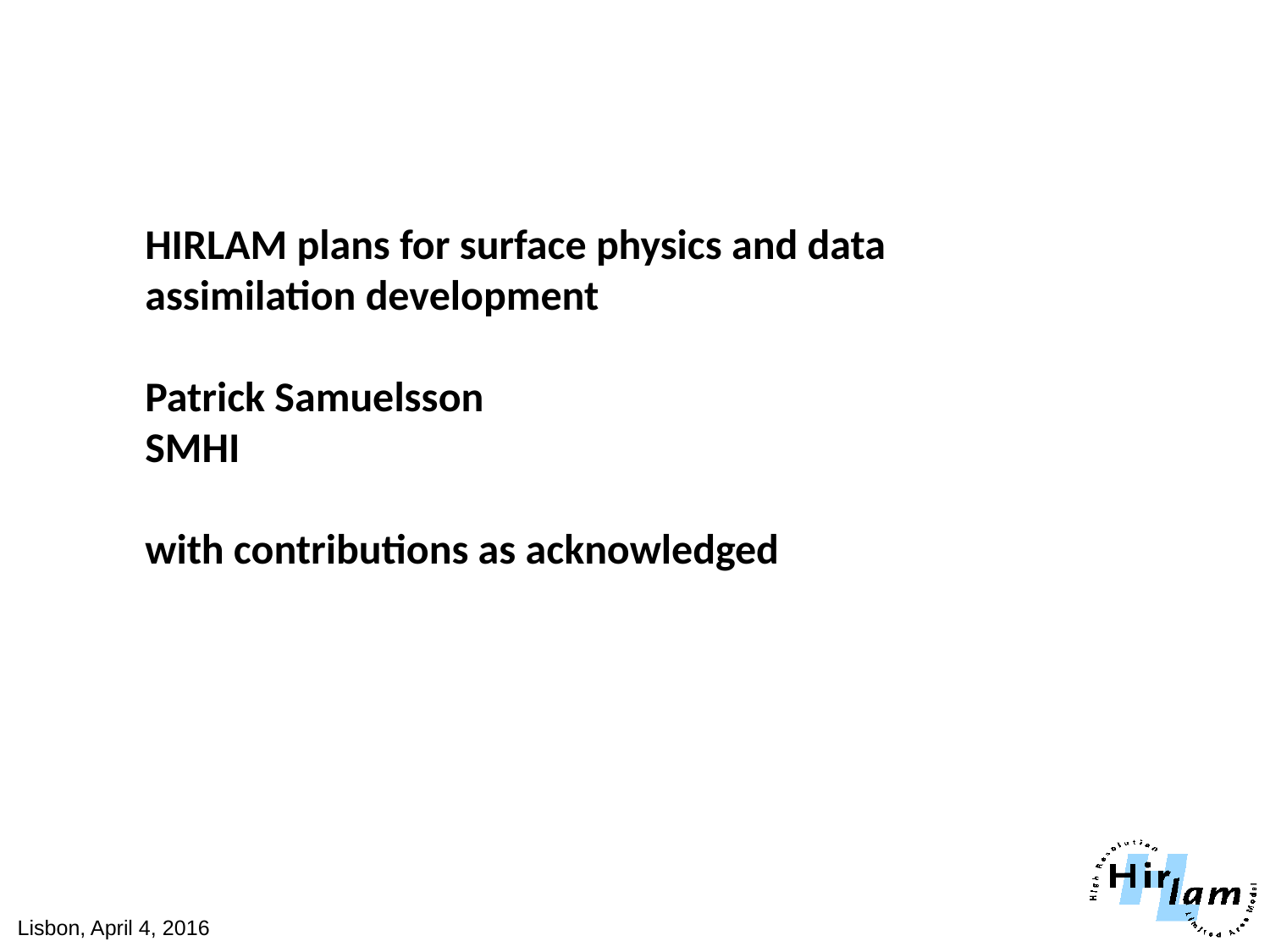# HIRLAM plans for surface physics and data assimilation development

**Patrick Samuelsson**
**SMHI**

**with contributions as acknowledged**

Lisbon, April 4, 2016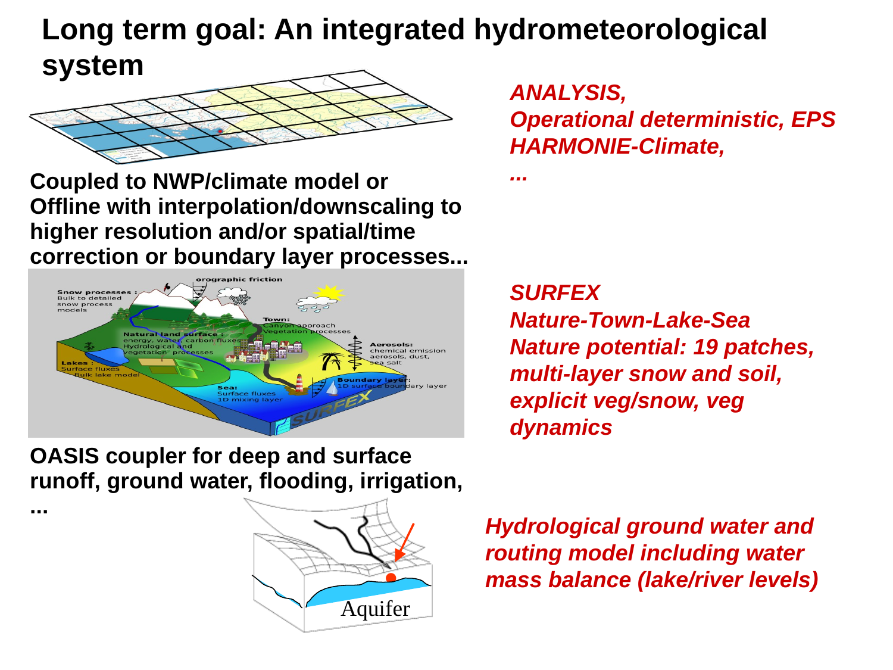# Long term goal: An integrated hydrometeorological system

**Coupled to NWP/climate model or Offline with interpolation/downscaling to higher resolution and/or spatial/time correction or boundary layer processes...**

***ANALYSIS,***
***Operational deterministic, EPS***
***HARMONIE-Climate,***
***...***

***SURFEX***
***Nature-Town-Lake-Sea***
***Nature potential: 19 patches, multi-layer snow and soil, explicit veg/snow, veg dynamics***

**OASIS coupler for deep and surface runoff, ground water, flooding, irrigation, ...**

***Hydrological ground water and routing model including water mass balance (lake/river levels)***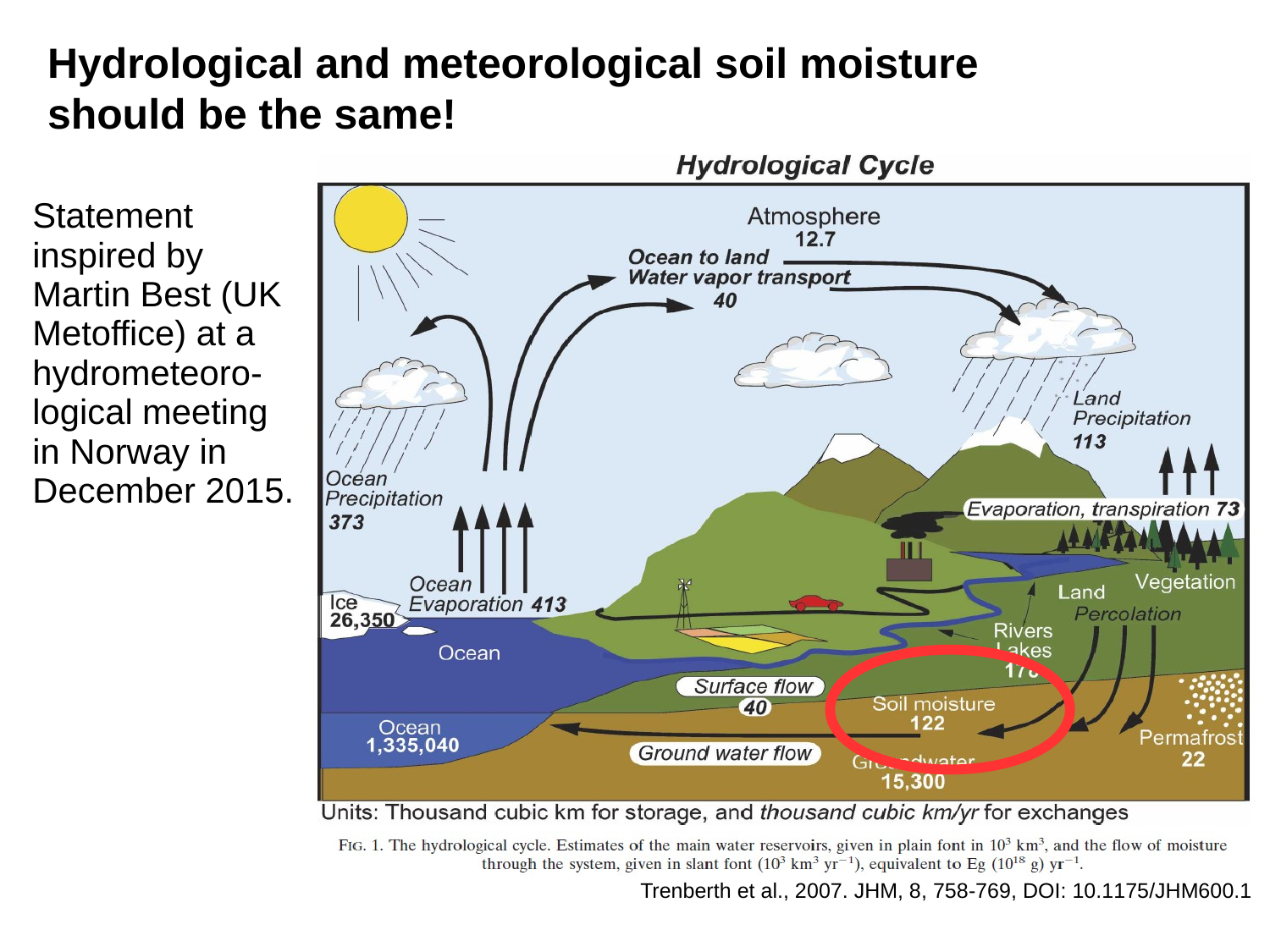# Hydrological and meteorological soil moisture should be the same!

Statement inspired by Martin Best (UK Metoffice) at a hydrometeoro-logical meeting in Norway in December 2015.

Hydrological Cycle

Atmosphere
12.7

Ocean to land
Water vapor transport
40

Land
Precipitation
113

Ocean
Precipitation
373

Evaporation, transpiration 73

Ocean
Evaporation 413

Ice
26,350

Ocean

Vegetation

Land

Percolation

Rivers
Lakes
178

Surface flow
40

Soil moisture
122

Ocean
1,335,040

Ground water flow

Groundwater
15,300

Permafrost
22

Units: Thousand cubic km for storage, and *thousand cubic km/yr* for exchanges

FIG. 1. The hydrological cycle. Estimates of the main water reservoirs, given in plain font in $10^3$ km$^3$, and the flow of moisture through the system, given in slant font ($10^3$ km$^3$ yr$^{-1}$), equivalent to Eg ($10^{18}$ g) yr$^{-1}$.

Trenberth et al., 2007. JHM, 8, 758-769, DOI: 10.1175/JHM600.1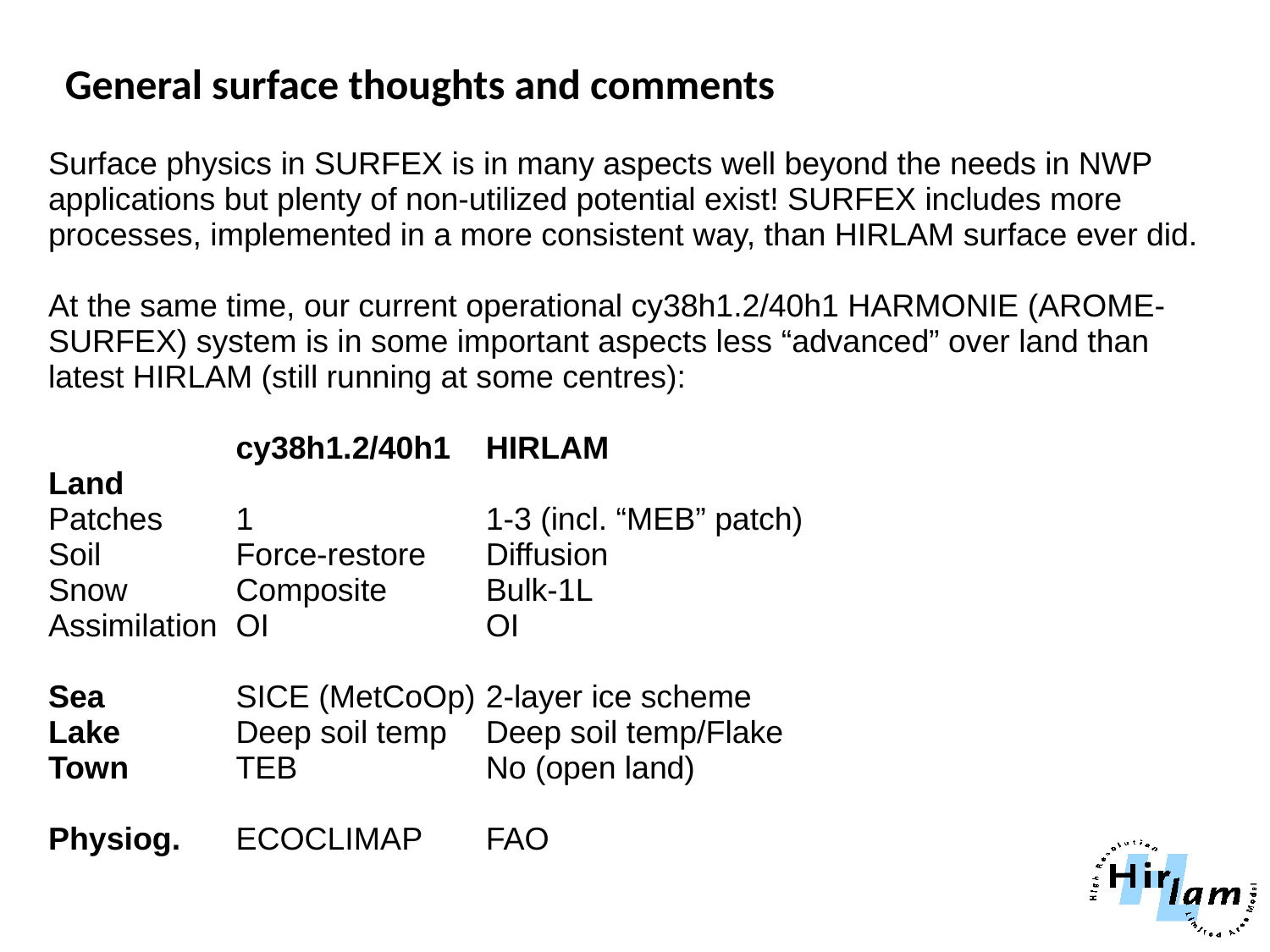# General surface thoughts and comments

Surface physics in SURFEX is in many aspects well beyond the needs in NWP applications but plenty of non-utilized potential exist! SURFEX includes more processes, implemented in a more consistent way, than HIRLAM surface ever did.

At the same time, our current operational cy38h1.2/40h1 HARMONIE (AROME-SURFEX) system is in some important aspects less “advanced” over land than latest HIRLAM (still running at some centres):

| | **cy38h1.2/40h1** | **HIRLAM** |
|---|---|---|
| **Land** | | |
| Patches | 1 | 1-3 (incl. “MEB” patch) |
| Soil | Force-restore | Diffusion |
| Snow | Composite | Bulk-1L |
| Assimilation | OI | OI |
| **Sea** | SICE (MetCoOp) | 2-layer ice scheme |
| **Lake** | Deep soil temp | Deep soil temp/Flake |
| **Town** | TEB | No (open land) |
| **Physiog.** | ECOCLIMAP | FAO |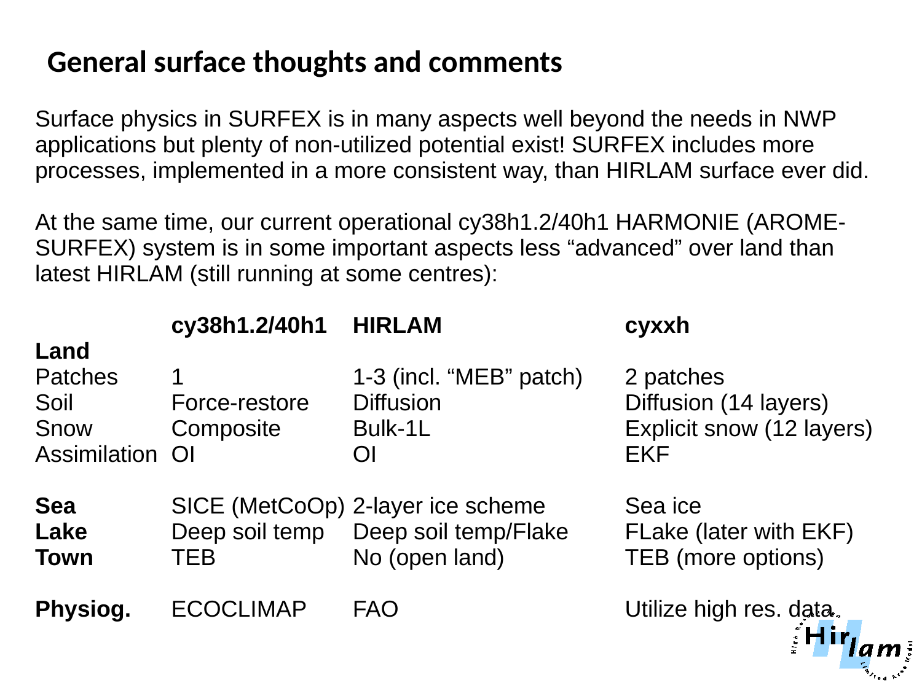# General surface thoughts and comments

Surface physics in SURFEX is in many aspects well beyond the needs in NWP applications but plenty of non-utilized potential exist! SURFEX includes more processes, implemented in a more consistent way, than HIRLAM surface ever did.

At the same time, our current operational cy38h1.2/40h1 HARMONIE (AROME-SURFEX) system is in some important aspects less “advanced” over land than latest HIRLAM (still running at some centres):

| | **cy38h1.2/40h1** | **HIRLAM** | **cyxxh** |
|---|---|---|---|
| **Land** | | | |
| Patches | 1 | 1-3 (incl. “MEB” patch) | 2 patches |
| Soil | Force-restore | Diffusion | Diffusion (14 layers) |
| Snow | Composite | Bulk-1L | Explicit snow (12 layers) |
| Assimilation | OI | OI | EKF |
| **Sea** | SICE (MetCoOp) | 2-layer ice scheme | Sea ice |
| **Lake** | Deep soil temp | Deep soil temp/Flake | FLake (later with EKF) |
| **Town** | TEB | No (open land) | TEB (more options) |
| **Physiog.** | ECOCLIMAP | FAO | Utilize high res. data |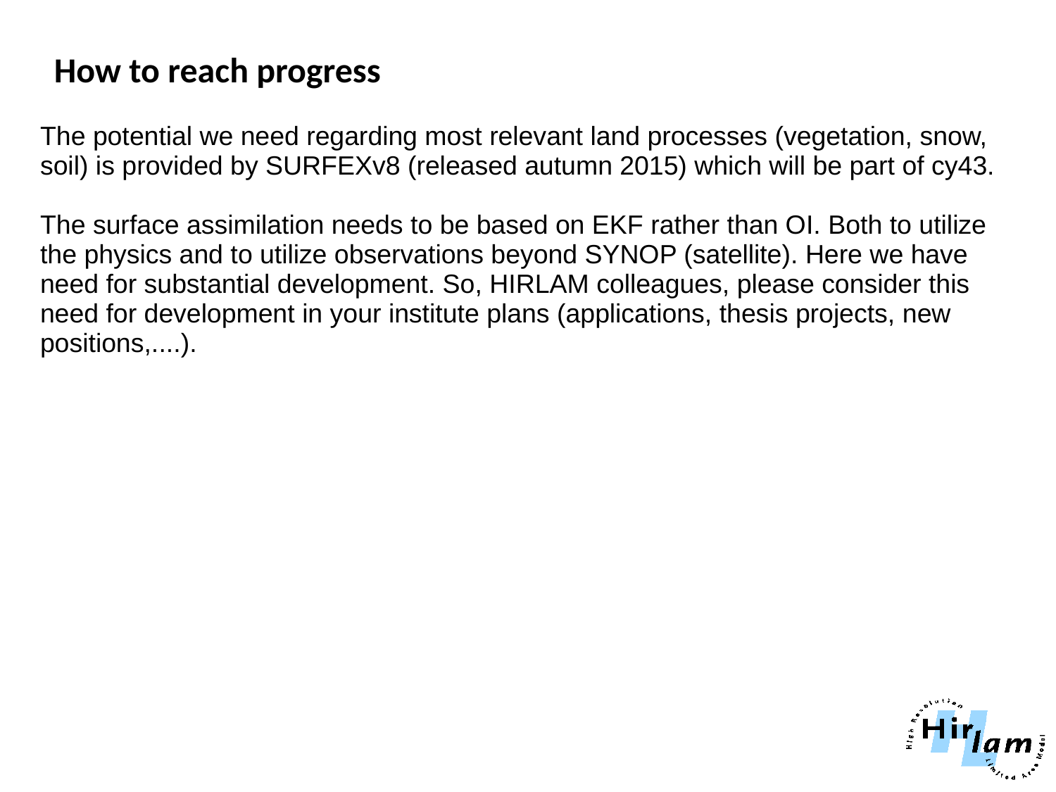# How to reach progress

The potential we need regarding most relevant land processes (vegetation, snow, soil) is provided by SURFEXv8 (released autumn 2015) which will be part of cy43.

The surface assimilation needs to be based on EKF rather than OI. Both to utilize the physics and to utilize observations beyond SYNOP (satellite). Here we have need for substantial development. So, HIRLAM colleagues, please consider this need for development in your institute plans (applications, thesis projects, new positions,....).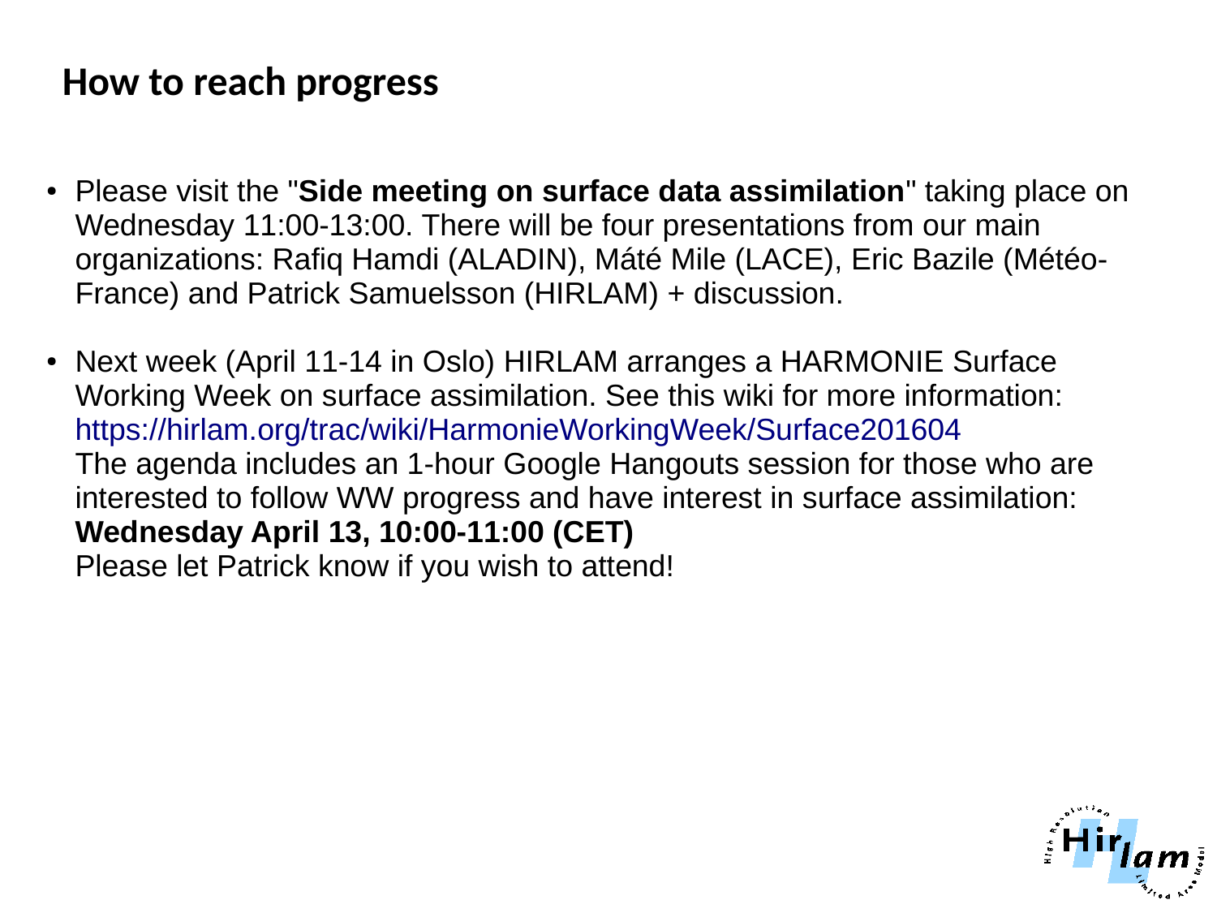# How to reach progress

- Please visit the "**Side meeting on surface data assimilation**" taking place on Wednesday 11:00-13:00. There will be four presentations from our main organizations: Rafiq Hamdi (ALADIN), Máté Mile (LACE), Eric Bazile (Météo-France) and Patrick Samuelsson (HIRLAM) + discussion.

- Next week (April 11-14 in Oslo) HIRLAM arranges a HARMONIE Surface Working Week on surface assimilation. See this wiki for more information: https://hirlam.org/trac/wiki/HarmonieWorkingWeek/Surface201604
  The agenda includes an 1-hour Google Hangouts session for those who are interested to follow WW progress and have interest in surface assimilation:
  **Wednesday April 13, 10:00-11:00 (CET)**
  Please let Patrick know if you wish to attend!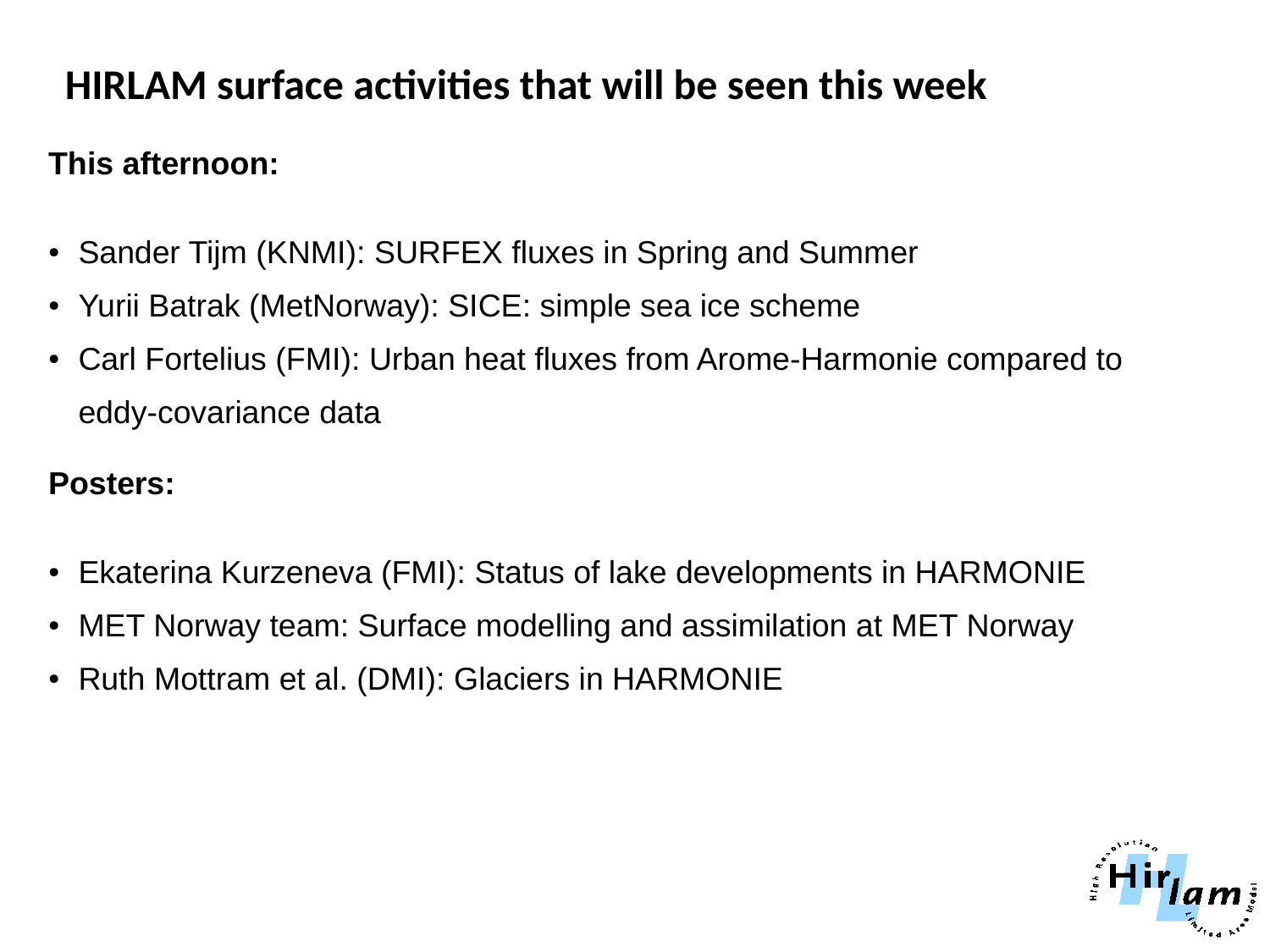# HIRLAM surface activities that will be seen this week

**This afternoon:**

- Sander Tijm (KNMI): SURFEX fluxes in Spring and Summer
- Yurii Batrak (MetNorway): SICE: simple sea ice scheme
- Carl Fortelius (FMI): Urban heat fluxes from Arome-Harmonie compared to eddy-covariance data

**Posters:**

- Ekaterina Kurzeneva (FMI): Status of lake developments in HARMONIE
- MET Norway team: Surface modelling and assimilation at MET Norway
- Ruth Mottram et al. (DMI): Glaciers in HARMONIE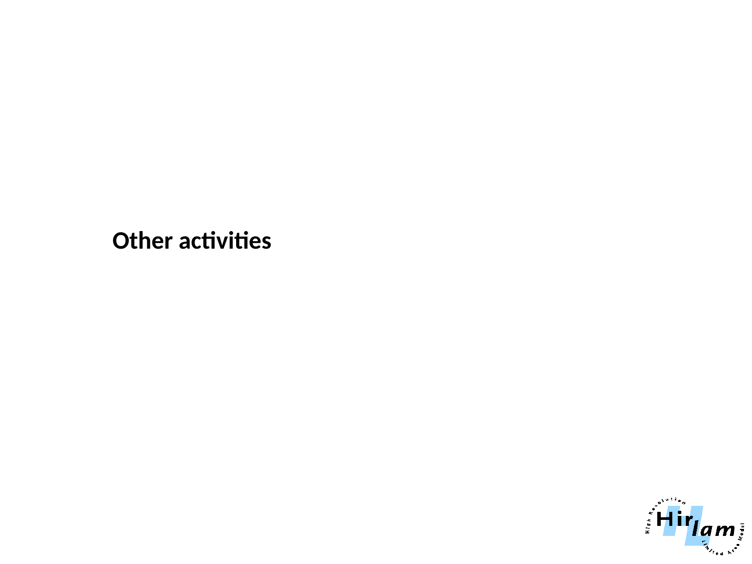# Other activities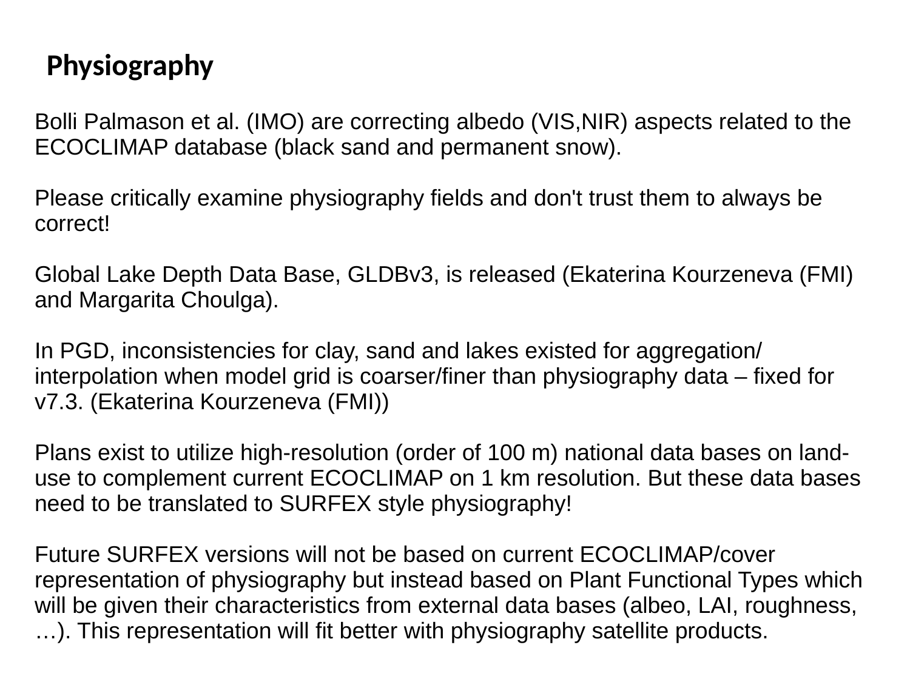# Physiography

Bolli Palmason et al. (IMO) are correcting albedo (VIS,NIR) aspects related to the ECOCLIMAP database (black sand and permanent snow).

Please critically examine physiography fields and don't trust them to always be correct!

Global Lake Depth Data Base, GLDBv3, is released (Ekaterina Kourzeneva (FMI) and Margarita Choulga).

In PGD, inconsistencies for clay, sand and lakes existed for aggregation/ interpolation when model grid is coarser/finer than physiography data – fixed for v7.3. (Ekaterina Kourzeneva (FMI))

Plans exist to utilize high-resolution (order of 100 m) national data bases on land-use to complement current ECOCLIMAP on 1 km resolution. But these data bases need to be translated to SURFEX style physiography!

Future SURFEX versions will not be based on current ECOCLIMAP/cover representation of physiography but instead based on Plant Functional Types which will be given their characteristics from external data bases (albeo, LAI, roughness, …). This representation will fit better with physiography satellite products.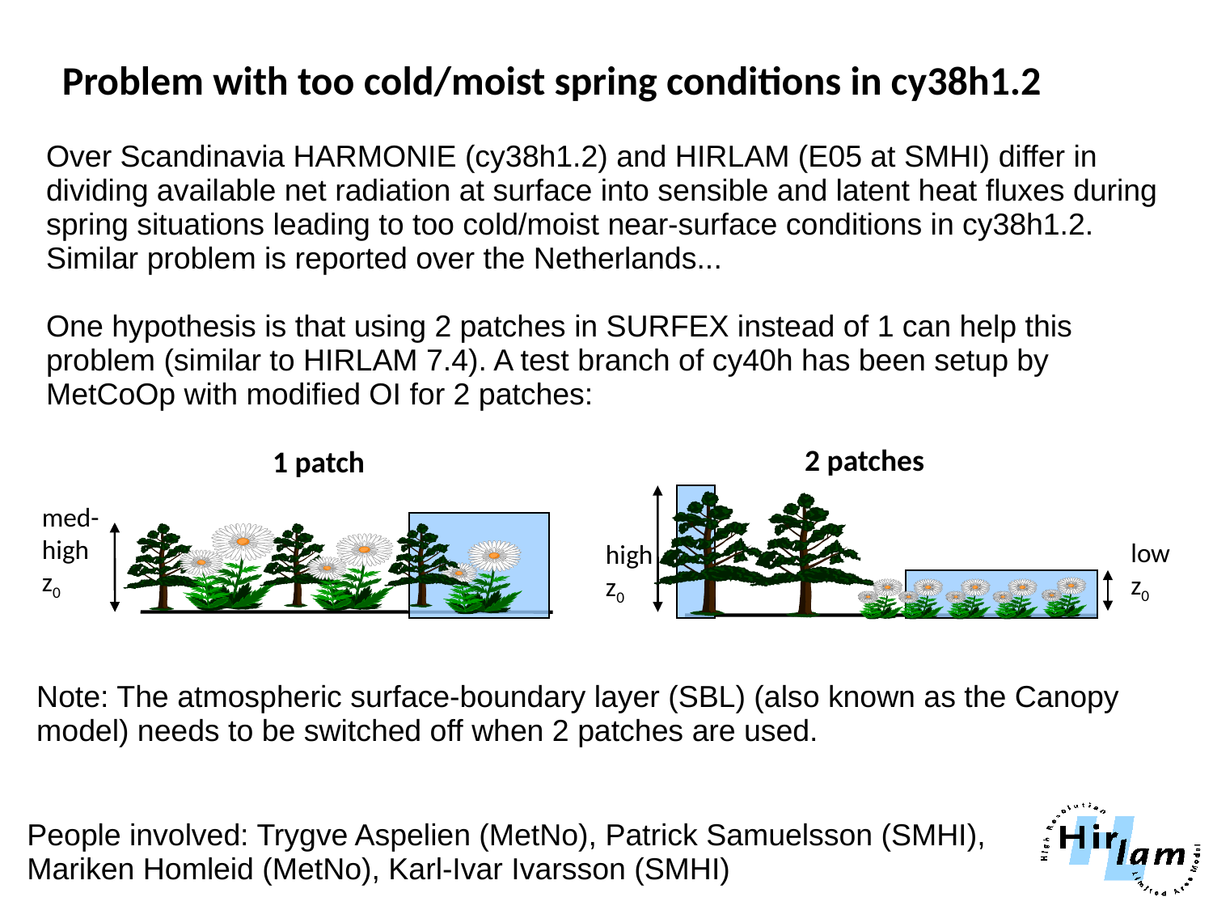# Problem with too cold/moist spring conditions in cy38h1.2

Over Scandinavia HARMONIE (cy38h1.2) and HIRLAM (E05 at SMHI) differ in dividing available net radiation at surface into sensible and latent heat fluxes during spring situations leading to too cold/moist near-surface conditions in cy38h1.2. Similar problem is reported over the Netherlands...

One hypothesis is that using 2 patches in SURFEX instead of 1 can help this problem (similar to HIRLAM 7.4). A test branch of cy40h has been setup by MetCoOp with modified OI for 2 patches:

**1 patch**

med-high $z_0$

**2 patches**

high $z_0$

low $z_0$

Note: The atmospheric surface-boundary layer (SBL) (also known as the Canopy model) needs to be switched off when 2 patches are used.

People involved: Trygve Aspelien (MetNo), Patrick Samuelsson (SMHI), Mariken Homleid (MetNo), Karl-Ivar Ivarsson (SMHI)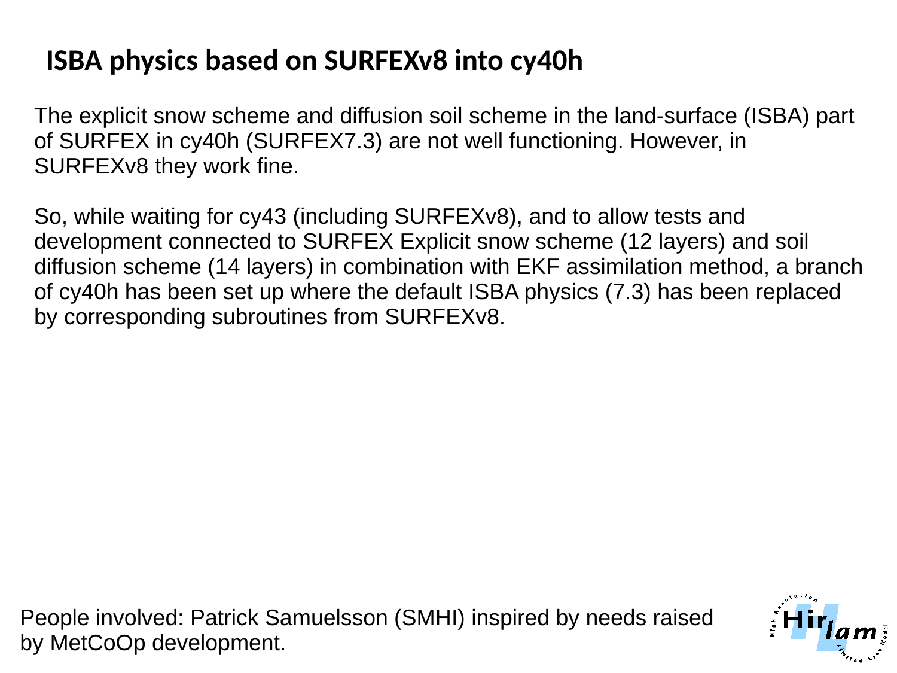# ISBA physics based on SURFEXv8 into cy40h

The explicit snow scheme and diffusion soil scheme in the land-surface (ISBA) part of SURFEX in cy40h (SURFEX7.3) are not well functioning. However, in SURFEXv8 they work fine.

So, while waiting for cy43 (including SURFEXv8), and to allow tests and development connected to SURFEX Explicit snow scheme (12 layers) and soil diffusion scheme (14 layers) in combination with EKF assimilation method, a branch of cy40h has been set up where the default ISBA physics (7.3) has been replaced by corresponding subroutines from SURFEXv8.

People involved: Patrick Samuelsson (SMHI) inspired by needs raised by MetCoOp development.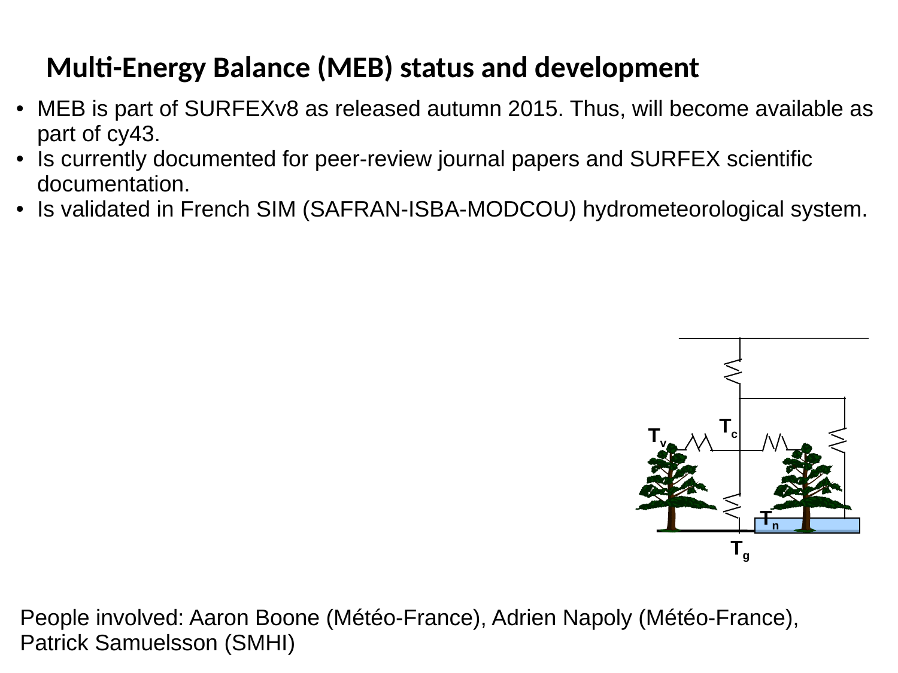# Multi-Energy Balance (MEB) status and development

- MEB is part of SURFEXv8 as released autumn 2015. Thus, will become available as part of cy43.
- Is currently documented for peer-review journal papers and SURFEX scientific documentation.
- Is validated in French SIM (SAFRAN-ISBA-MODCOU) hydrometeorological system.

$T_c$

$T_v$

$T_n$

$T_g$

People involved: Aaron Boone (Météo-France), Adrien Napoly (Météo-France), Patrick Samuelsson (SMHI)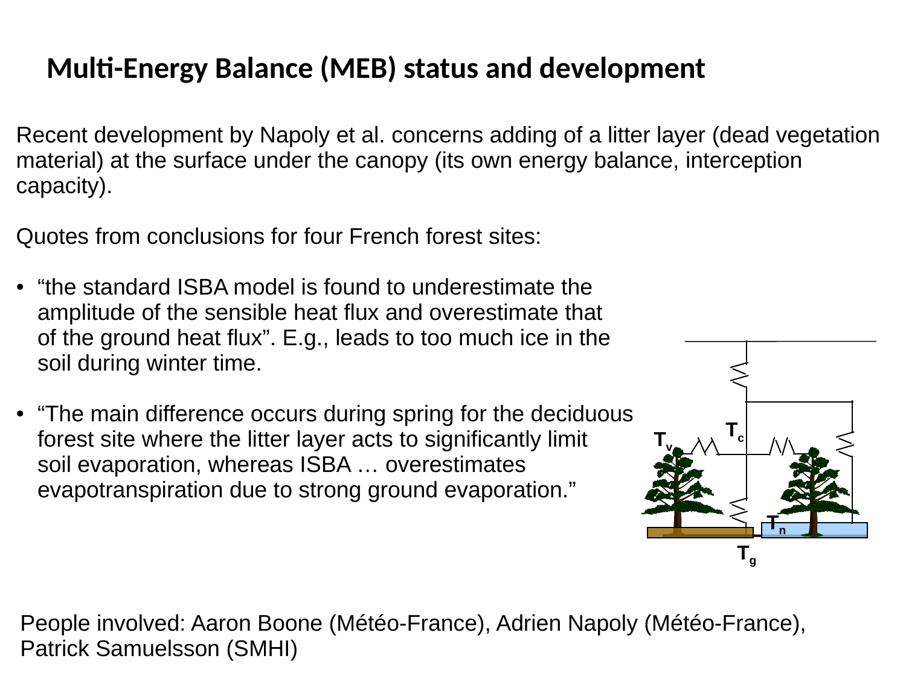# Multi-Energy Balance (MEB) status and development

Recent development by Napoly et al. concerns adding of a litter layer (dead vegetation material) at the surface under the canopy (its own energy balance, interception capacity).

Quotes from conclusions for four French forest sites:

- “the standard ISBA model is found to underestimate the amplitude of the sensible heat flux and overestimate that of the ground heat flux”. E.g., leads to too much ice in the soil during winter time.
- “The main difference occurs during spring for the deciduous forest site where the litter layer acts to significantly limit soil evaporation, whereas ISBA … overestimates evapotranspiration due to strong ground evaporation.”

$T_c$

$T_v$

$T_n$

$T_g$

People involved: Aaron Boone (Météo-France), Adrien Napoly (Météo-France), Patrick Samuelsson (SMHI)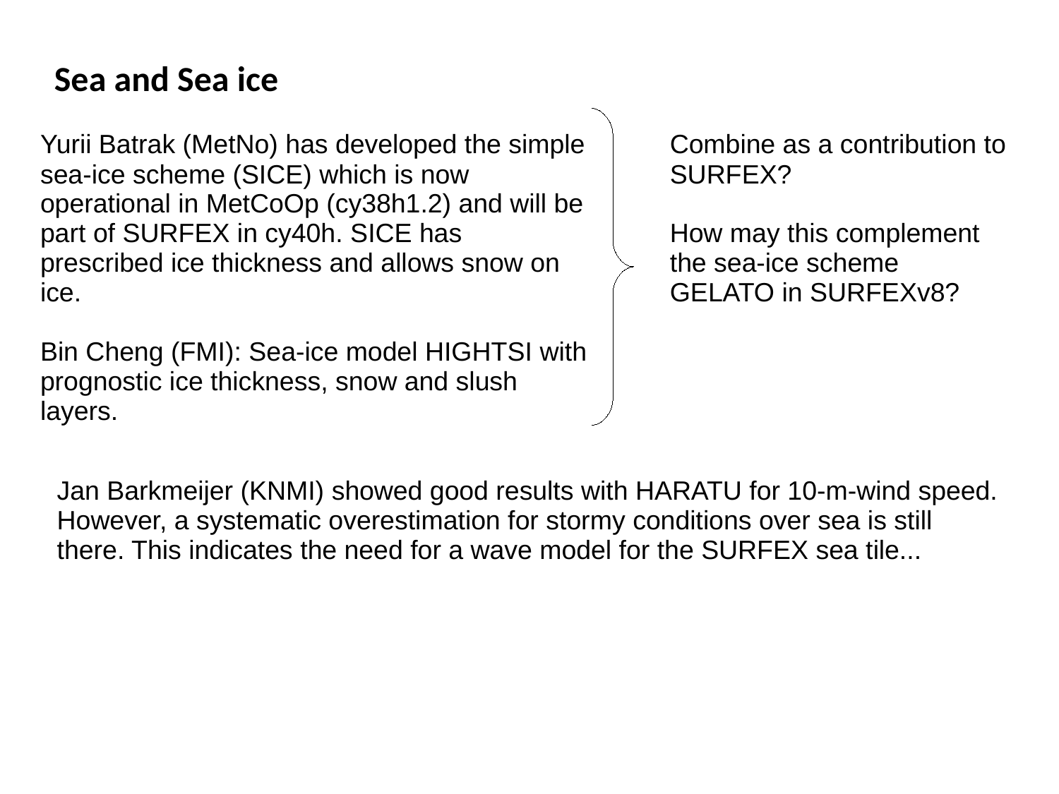## Sea and Sea ice

Yurii Batrak (MetNo) has developed the simple sea-ice scheme (SICE) which is now operational in MetCoOp (cy38h1.2) and will be part of SURFEX in cy40h. SICE has prescribed ice thickness and allows snow on ice.

Bin Cheng (FMI): Sea-ice model HIGHTSI with prognostic ice thickness, snow and slush layers.

Combine as a contribution to SURFEX?

How may this complement the sea-ice scheme GELATO in SURFEXv8?

Jan Barkmeijer (KNMI) showed good results with HARATU for 10-m-wind speed. However, a systematic overestimation for stormy conditions over sea is still there. This indicates the need for a wave model for the SURFEX sea tile...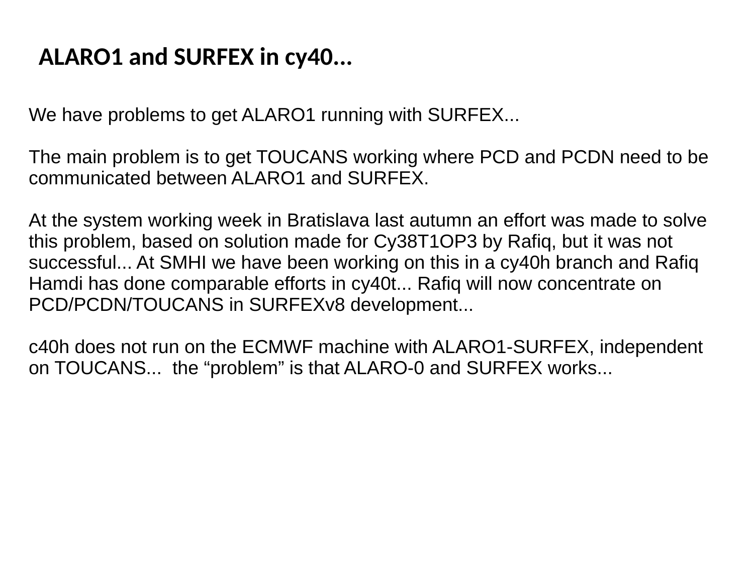# ALARO1 and SURFEX in cy40...

We have problems to get ALARO1 running with SURFEX...

The main problem is to get TOUCANS working where PCD and PCDN need to be communicated between ALARO1 and SURFEX.

At the system working week in Bratislava last autumn an effort was made to solve this problem, based on solution made for Cy38T1OP3 by Rafiq, but it was not successful... At SMHI we have been working on this in a cy40h branch and Rafiq Hamdi has done comparable efforts in cy40t... Rafiq will now concentrate on PCD/PCDN/TOUCANS in SURFEXv8 development...

c40h does not run on the ECMWF machine with ALARO1-SURFEX, independent on TOUCANS... the “problem” is that ALARO-0 and SURFEX works...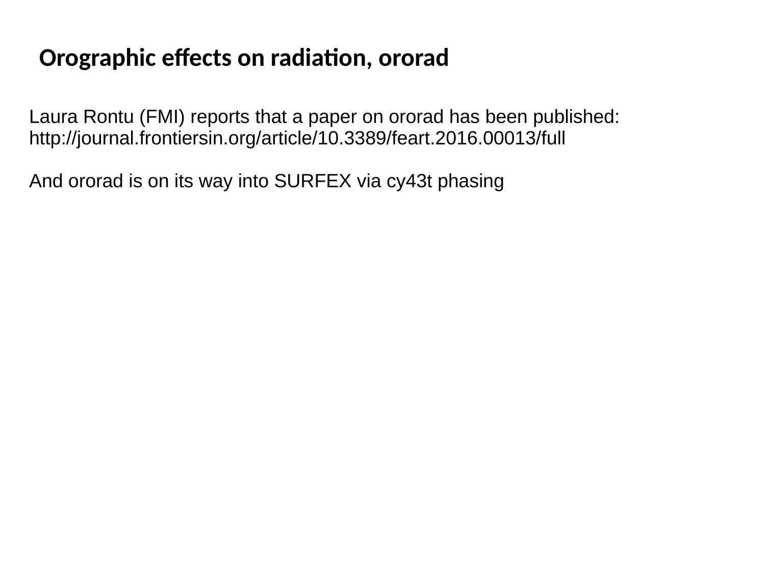# Orographic effects on radiation, ororad

Laura Rontu (FMI) reports that a paper on ororad has been published:
http://journal.frontiersin.org/article/10.3389/feart.2016.00013/full

And ororad is on its way into SURFEX via cy43t phasing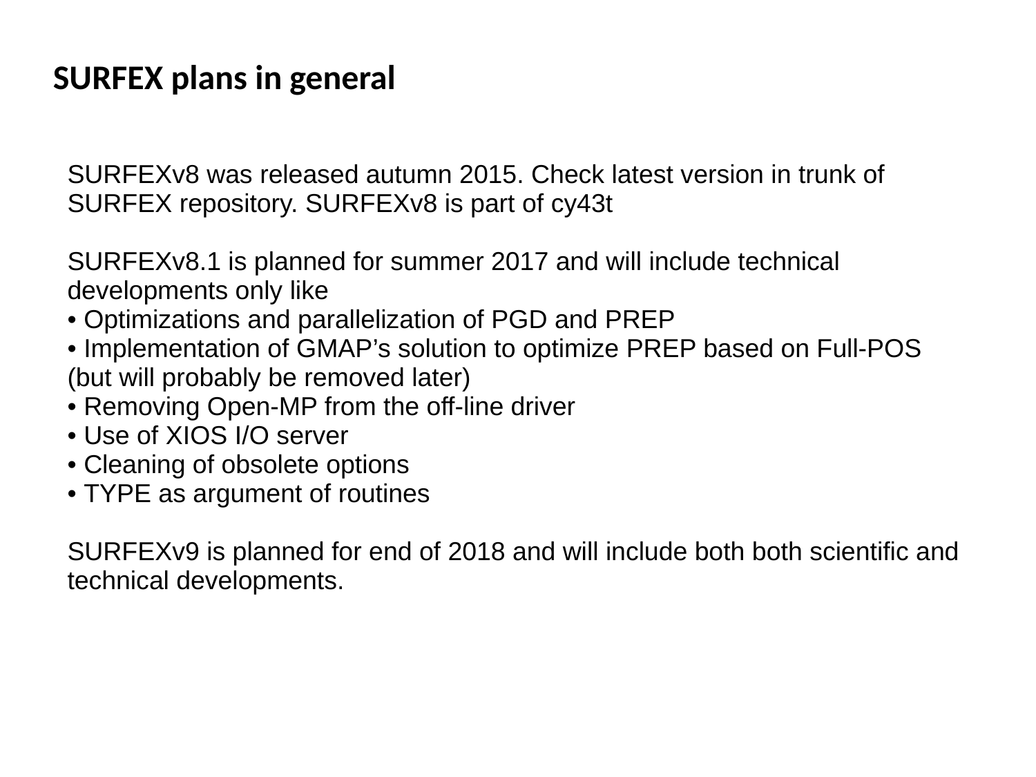# SURFEX plans in general

SURFEXv8 was released autumn 2015. Check latest version in trunk of SURFEX repository. SURFEXv8 is part of cy43t

SURFEXv8.1 is planned for summer 2017 and will include technical developments only like

- Optimizations and parallelization of PGD and PREP
- Implementation of GMAP's solution to optimize PREP based on Full-POS (but will probably be removed later)
- Removing Open-MP from the off-line driver
- Use of XIOS I/O server
- Cleaning of obsolete options
- TYPE as argument of routines

SURFEXv9 is planned for end of 2018 and will include both both scientific and technical developments.